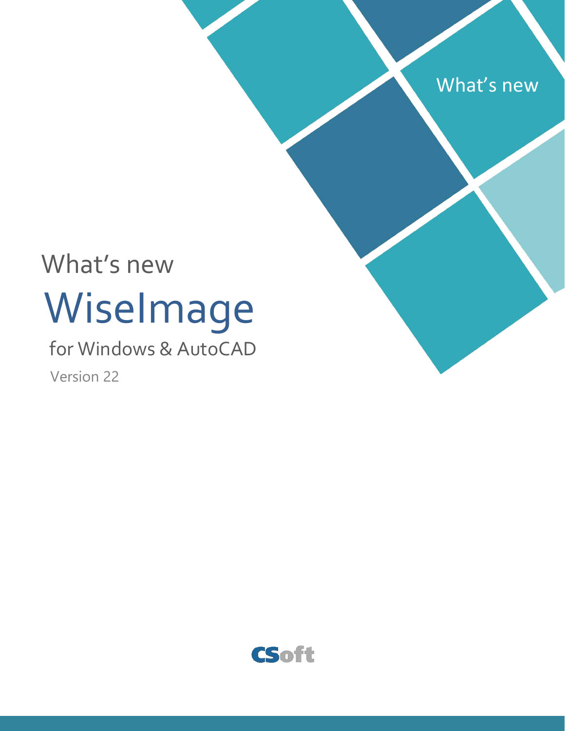What's new

What's new

# WiseImage

for Windows & AutoCAD

Version 22

CSoft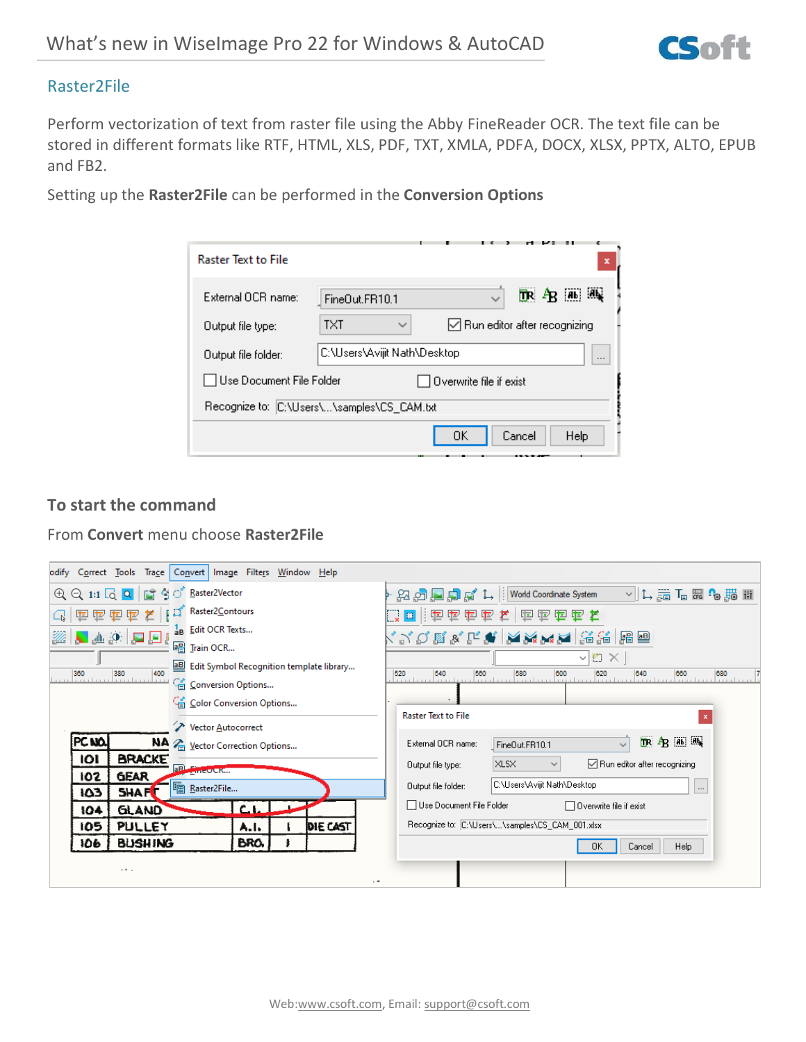## Raster2File

Perform vectorization of text from raster file using the Abby FineReader OCR. The text file can be stored in different formats like RTF, HTML, XLS, PDF, TXT, XMLA, PDFA, DOCX, XLSX, PPTX, ALTO, EPUB and FB2.

Setting up the **Raster2File** can be performed in the **Conversion Options**

### To start the command

From **Convert** menu choose **Raster2File**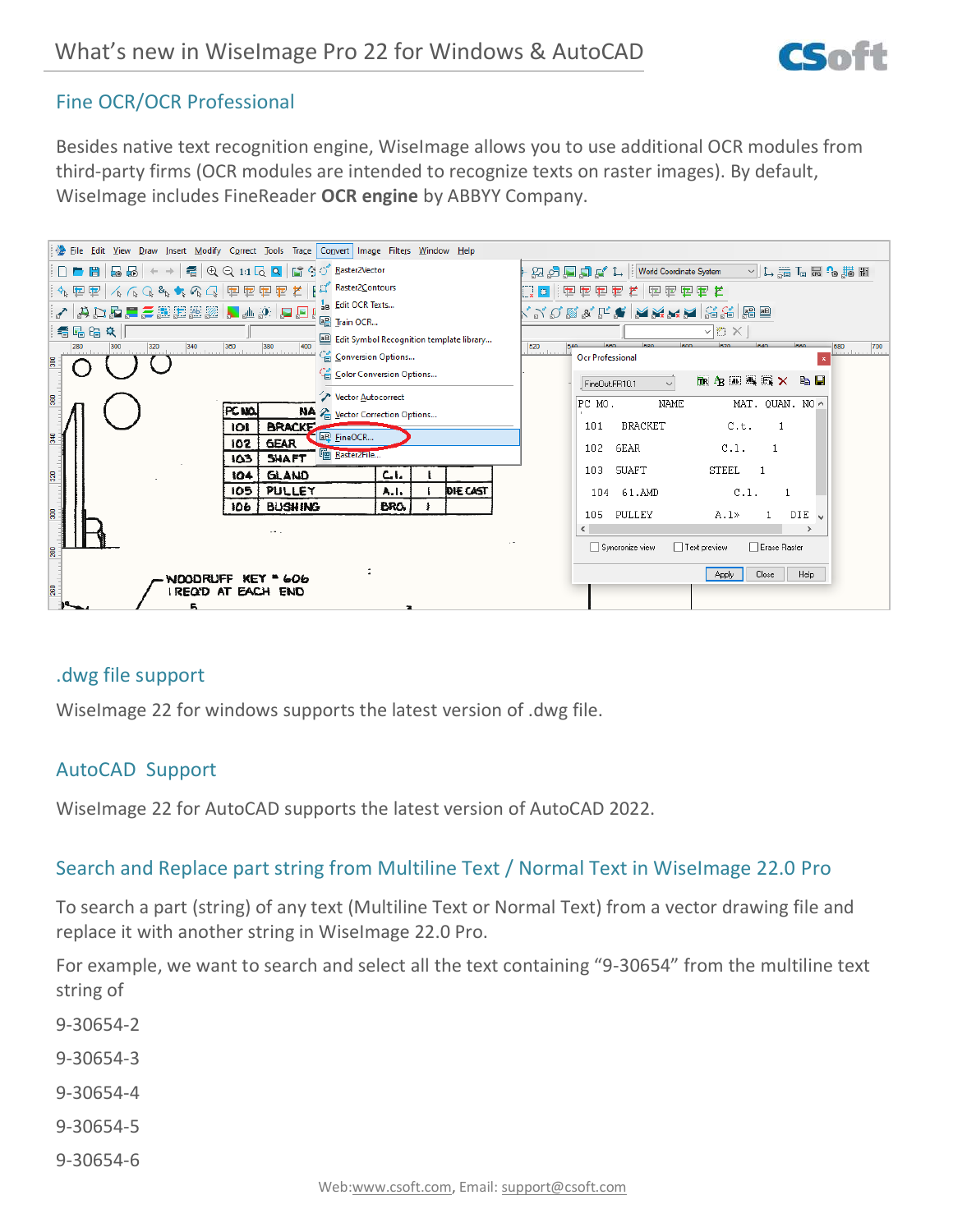## Fine OCR/OCR Professional

Besides native text recognition engine, WiseImage allows you to use additional OCR modules from third-party firms (OCR modules are intended to recognize texts on raster images). By default, WiseImage includes FineReader **OCR engine** by ABBYY Company.

## .dwg file support

WiseImage 22 for windows supports the latest version of .dwg file.

## AutoCAD Support

WiseImage 22 for AutoCAD supports the latest version of AutoCAD 2022.

## Search and Replace part string from Multiline Text / Normal Text in WiseImage 22.0 Pro

To search a part (string) of any text (Multiline Text or Normal Text) from a vector drawing file and replace it with another string in WiseImage 22.0 Pro.

For example, we want to search and select all the text containing "9-30654" from the multiline text string of

9-30654-2

9-30654-3

9-30654-4

9-30654-5

9-30654-6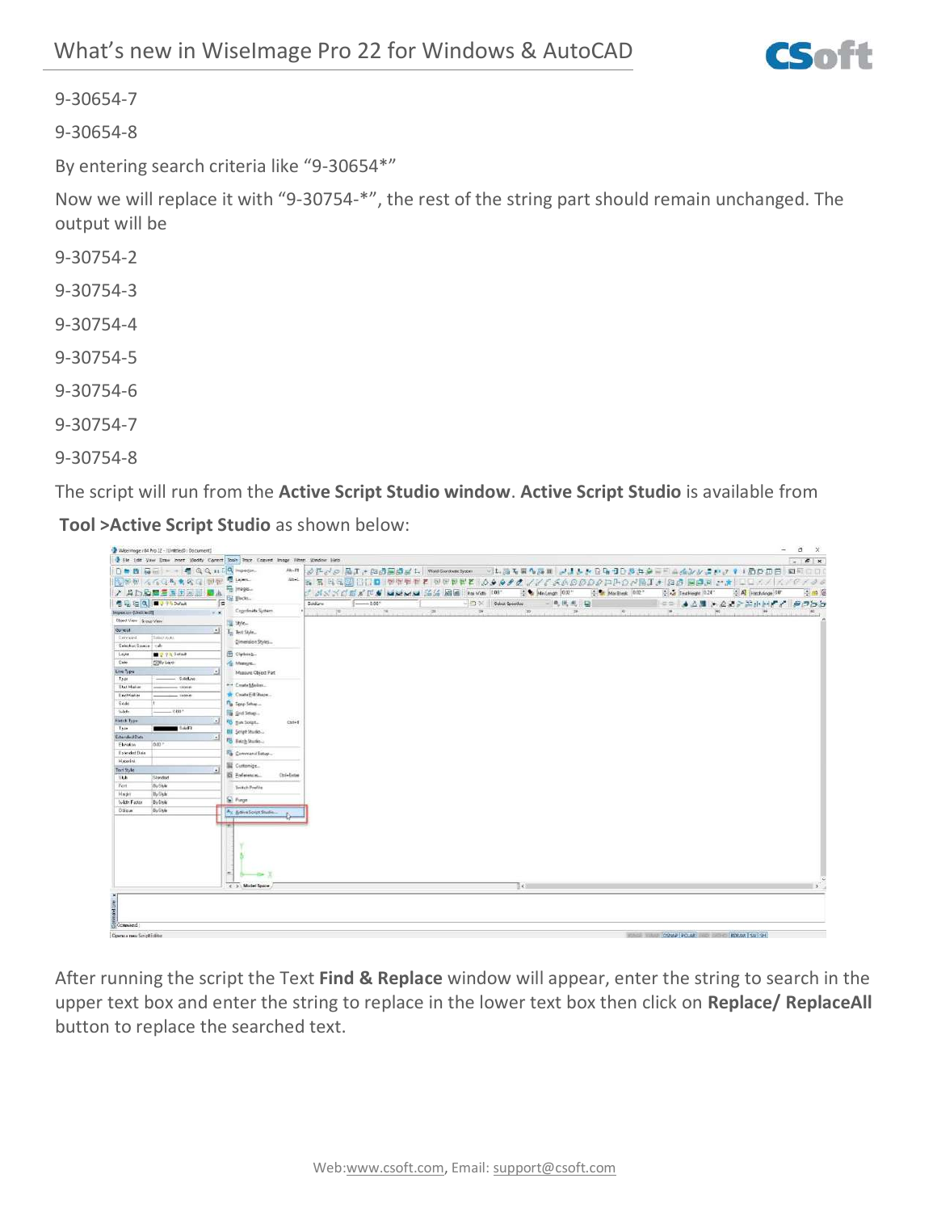9-30654-7

9-30654-8

By entering search criteria like “9-30654*”

Now we will replace it with “9-30754-*”, the rest of the string part should remain unchanged. The output will be

9-30754-2

9-30754-3

9-30754-4

9-30754-5

9-30754-6

9-30754-7

9-30754-8

The script will run from the **Active Script Studio window**. **Active Script Studio** is available from

**Tool >Active Script Studio** as shown below:

After running the script the Text **Find & Replace** window will appear, enter the string to search in the upper text box and enter the string to replace in the lower text box then click on **Replace/ ReplaceAll** button to replace the searched text.